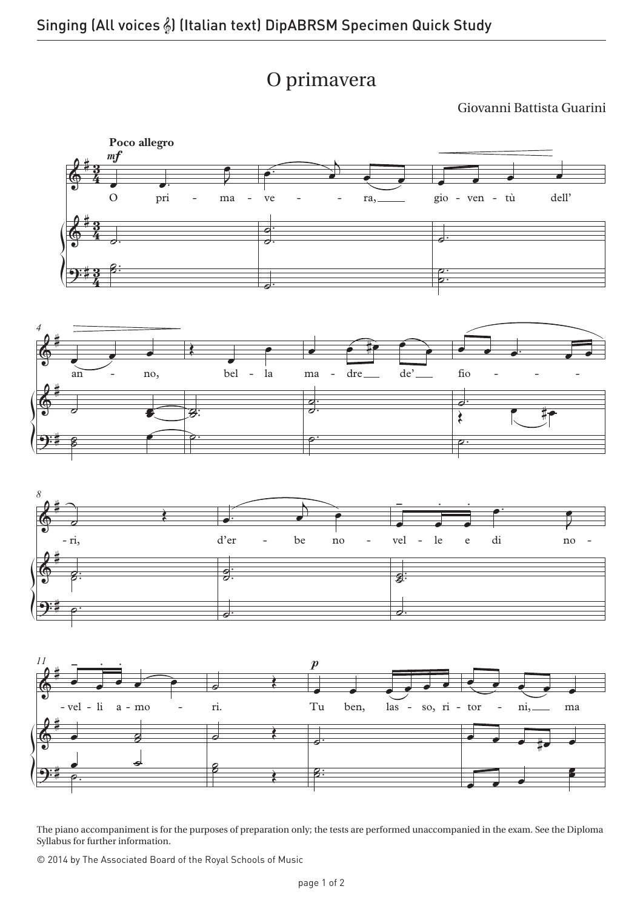# O primavera

Giovanni Battista Guarini

The piano accompaniment is for the purposes of preparation only; the tests are performed unaccompanied in the exam. See the Diploma Syllabus for further information.

© 2014 by The Associated Board of the Royal Schools of Music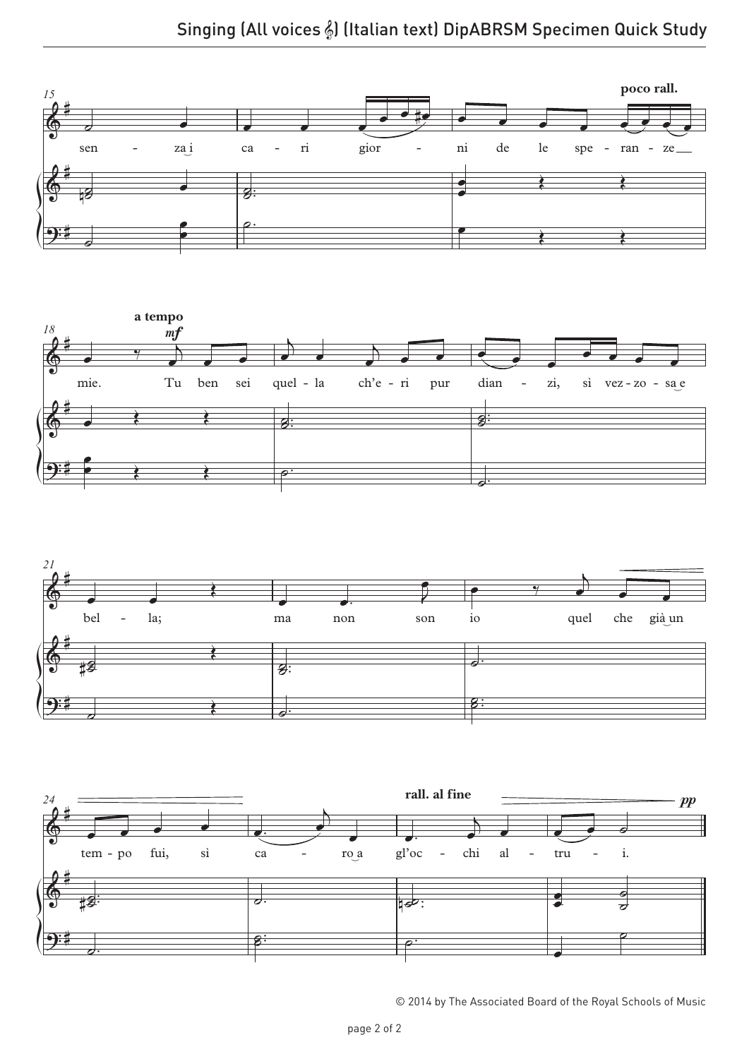© 2014 by The Associated Board of the Royal Schools of Music